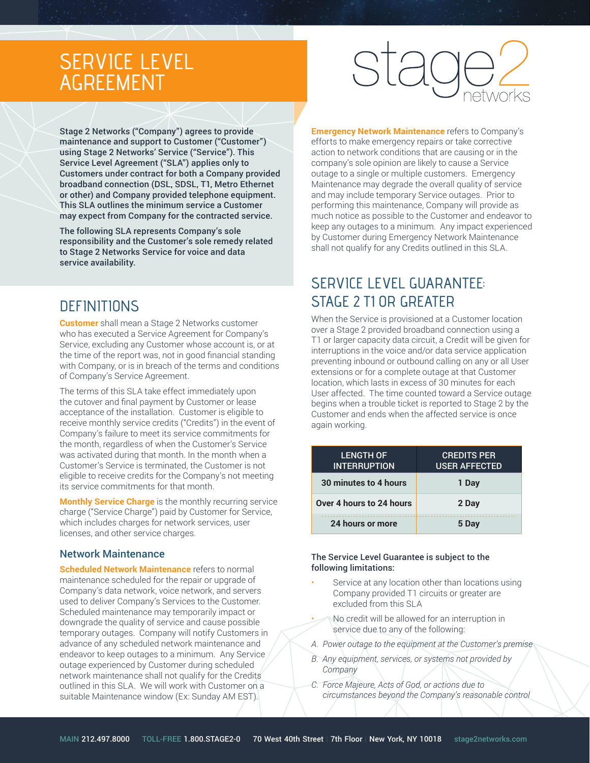# SERVICE LEVEL AGREEMENT

stage2 networks

**Stage 2 Networks ("Company") agrees to provide maintenance and support to Customer ("Customer") using Stage 2 Networks' Service ("Service"). This Service Level Agreement ("SLA") applies only to Customers under contract for both a Company provided broadband connection (DSL, SDSL, T1, Metro Ethernet or other) and Company provided telephone equipment. This SLA outlines the minimum service a Customer may expect from Company for the contracted service.**

**The following SLA represents Company's sole responsibility and the Customer's sole remedy related to Stage 2 Networks Service for voice and data service availability.**

## DEFINITIONS

**Customer** shall mean a Stage 2 Networks customer who has executed a Service Agreement for Company's Service, excluding any Customer whose account is, or at the time of the report was, not in good financial standing with Company, or is in breach of the terms and conditions of Company's Service Agreement.

The terms of this SLA take effect immediately upon the cutover and final payment by Customer or lease acceptance of the installation. Customer is eligible to receive monthly service credits ("Credits") in the event of Company's failure to meet its service commitments for the month, regardless of when the Customer's Service was activated during that month. In the month when a Customer's Service is terminated, the Customer is not eligible to receive credits for the Company's not meeting its service commitments for that month.

**Monthly Service Charge** is the monthly recurring service charge ("Service Charge") paid by Customer for Service, which includes charges for network services, user licenses, and other service charges.

### Network Maintenance

**Scheduled Network Maintenance** refers to normal maintenance scheduled for the repair or upgrade of Company's data network, voice network, and servers used to deliver Company's Services to the Customer. Scheduled maintenance may temporarily impact or downgrade the quality of service and cause possible temporary outages. Company will notify Customers in advance of any scheduled network maintenance and endeavor to keep outages to a minimum. Any Service outage experienced by Customer during scheduled network maintenance shall not qualify for the Credits outlined in this SLA. We will work with Customer on a suitable Maintenance window (Ex: Sunday AM EST).

**Emergency Network Maintenance** refers to Company's efforts to make emergency repairs or take corrective action to network conditions that are causing or in the company's sole opinion are likely to cause a Service outage to a single or multiple customers. Emergency Maintenance may degrade the overall quality of service and may include temporary Service outages. Prior to performing this maintenance, Company will provide as much notice as possible to the Customer and endeavor to keep any outages to a minimum. Any impact experienced by Customer during Emergency Network Maintenance shall not qualify for any Credits outlined in this SLA.

## SERVICE LEVEL GUARANTEE: STAGE 2 T1 OR GREATER

When the Service is provisioned at a Customer location over a Stage 2 provided broadband connection using a T1 or larger capacity data circuit, a Credit will be given for interruptions in the voice and/or data service application preventing inbound or outbound calling on any or all User extensions or for a complete outage at that Customer location, which lasts in excess of 30 minutes for each User affected. The time counted toward a Service outage begins when a trouble ticket is reported to Stage 2 by the Customer and ends when the affected service is once again working.

| LENGTH OF INTERRUPTION | CREDITS PER USER AFFECTED |
|---|---|
| **30 minutes to 4 hours** | **1 Day** |
| **Over 4 hours to 24 hours** | **2 Day** |
| **24 hours or more** | **5 Day** |

**The Service Level Guarantee is subject to the following limitations:**

- Service at any location other than locations using Company provided T1 circuits or greater are excluded from this SLA
- No credit will be allowed for an interruption in service due to any of the following:

*A. Power outage to the equipment at the Customer's premise*

*B. Any equipment, services, or systems not provided by Company*

*C. Force Majeure, Acts of God, or actions due to circumstances beyond the Company's reasonable control*

MAIN 212.497.8000 TOLL-FREE 1.800.STAGE2-0 70 West 40th Street | 7th Floor | New York, NY 10018 stage2networks.com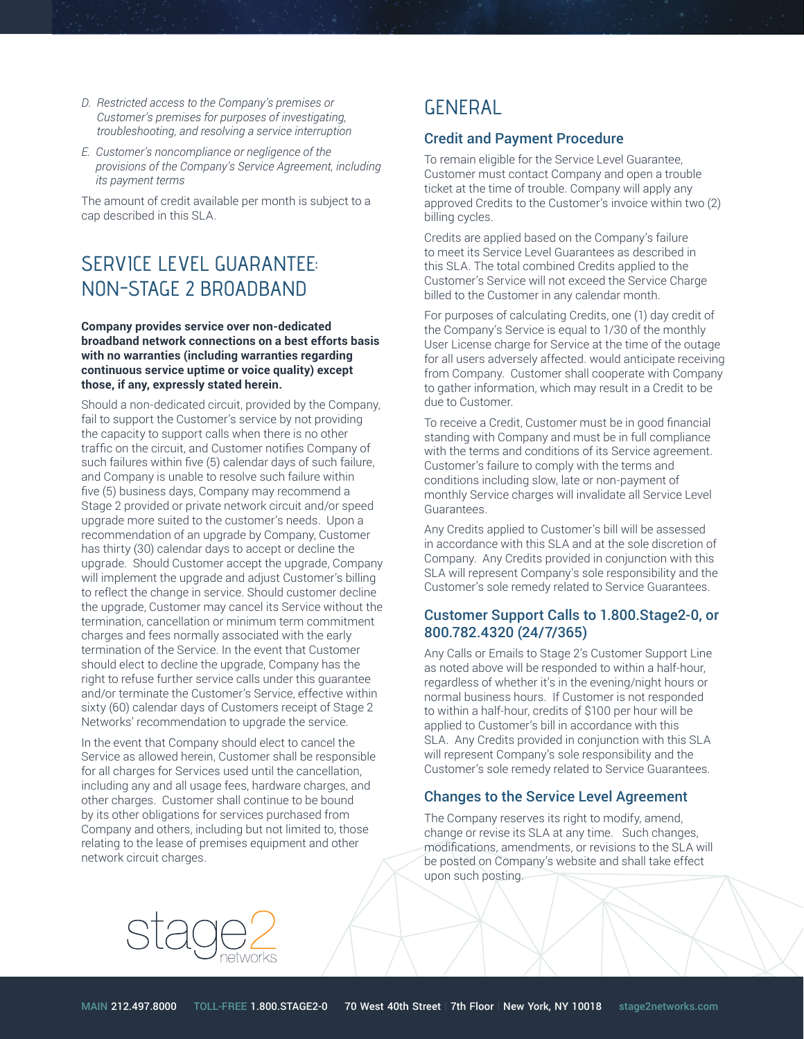*D. Restricted access to the Company's premises or Customer's premises for purposes of investigating, troubleshooting, and resolving a service interruption*

*E. Customer's noncompliance or negligence of the provisions of the Company's Service Agreement, including its payment terms*

The amount of credit available per month is subject to a cap described in this SLA.

## SERVICE LEVEL GUARANTEE: NON-STAGE 2 BROADBAND

**Company provides service over non-dedicated broadband network connections on a best efforts basis with no warranties (including warranties regarding continuous service uptime or voice quality) except those, if any, expressly stated herein.**

Should a non-dedicated circuit, provided by the Company, fail to support the Customer's service by not providing the capacity to support calls when there is no other traffic on the circuit, and Customer notifies Company of such failures within five (5) calendar days of such failure, and Company is unable to resolve such failure within five (5) business days, Company may recommend a Stage 2 provided or private network circuit and/or speed upgrade more suited to the customer's needs. Upon a recommendation of an upgrade by Company, Customer has thirty (30) calendar days to accept or decline the upgrade. Should Customer accept the upgrade, Company will implement the upgrade and adjust Customer's billing to reflect the change in service. Should customer decline the upgrade, Customer may cancel its Service without the termination, cancellation or minimum term commitment charges and fees normally associated with the early termination of the Service. In the event that Customer should elect to decline the upgrade, Company has the right to refuse further service calls under this guarantee and/or terminate the Customer's Service, effective within sixty (60) calendar days of Customers receipt of Stage 2 Networks' recommendation to upgrade the service.

In the event that Company should elect to cancel the Service as allowed herein, Customer shall be responsible for all charges for Services used until the cancellation, including any and all usage fees, hardware charges, and other charges. Customer shall continue to be bound by its other obligations for services purchased from Company and others, including but not limited to, those relating to the lease of premises equipment and other network circuit charges.

## GENERAL

### Credit and Payment Procedure

To remain eligible for the Service Level Guarantee, Customer must contact Company and open a trouble ticket at the time of trouble. Company will apply any approved Credits to the Customer's invoice within two (2) billing cycles.

Credits are applied based on the Company's failure to meet its Service Level Guarantees as described in this SLA. The total combined Credits applied to the Customer's Service will not exceed the Service Charge billed to the Customer in any calendar month.

For purposes of calculating Credits, one (1) day credit of the Company's Service is equal to 1/30 of the monthly User License charge for Service at the time of the outage for all users adversely affected. would anticipate receiving from Company. Customer shall cooperate with Company to gather information, which may result in a Credit to be due to Customer.

To receive a Credit, Customer must be in good financial standing with Company and must be in full compliance with the terms and conditions of its Service agreement. Customer's failure to comply with the terms and conditions including slow, late or non-payment of monthly Service charges will invalidate all Service Level Guarantees.

Any Credits applied to Customer's bill will be assessed in accordance with this SLA and at the sole discretion of Company. Any Credits provided in conjunction with this SLA will represent Company's sole responsibility and the Customer's sole remedy related to Service Guarantees.

### Customer Support Calls to 1.800.Stage2-0, or 800.782.4320 (24/7/365)

Any Calls or Emails to Stage 2's Customer Support Line as noted above will be responded to within a half-hour, regardless of whether it's in the evening/night hours or normal business hours. If Customer is not responded to within a half-hour, credits of $100 per hour will be applied to Customer's bill in accordance with this SLA. Any Credits provided in conjunction with this SLA will represent Company's sole responsibility and the Customer's sole remedy related to Service Guarantees.

### Changes to the Service Level Agreement

The Company reserves its right to modify, amend, change or revise its SLA at any time. Such changes, modifications, amendments, or revisions to the SLA will be posted on Company's website and shall take effect upon such posting.